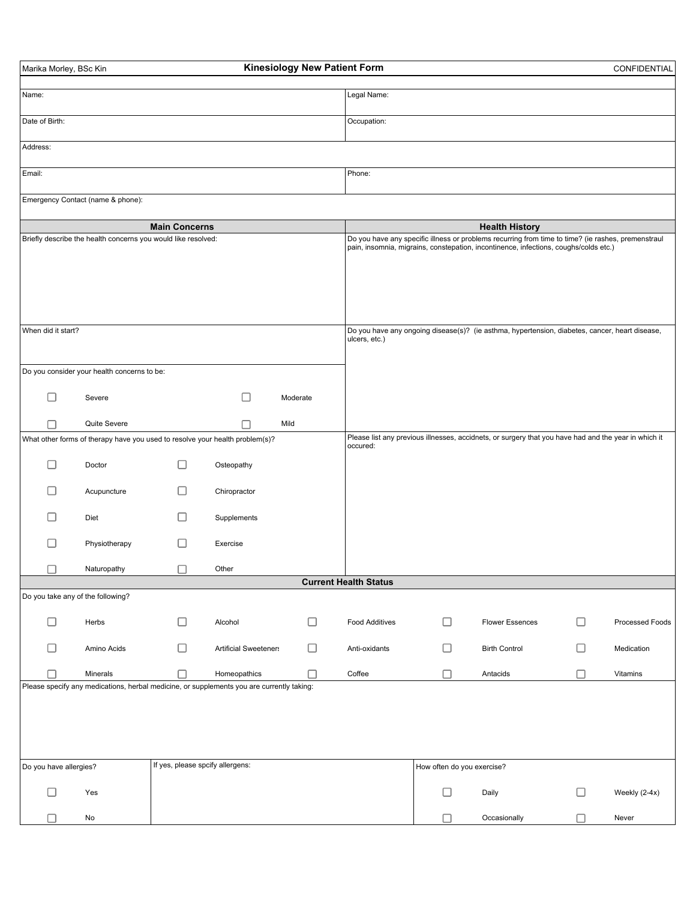Marika Morley, BSc Kin

# Kinesiology New Patient Form

CONFIDENTIAL

| Name: | Legal Name: |
|---|---|
| Date of Birth: | Occupation: |

Address:

| Email: | Phone: |
|---|---|

Emergency Contact (name & phone):

## Main Concerns

Briefly describe the health concerns you would like resolved:

When did it start?

Do you consider your health concerns to be:

- ☐ Severe
- ☐ Moderate
- ☐ Quite Severe
- ☐ Mild

What other forms of therapy have you used to resolve your health problem(s)?

- ☐ Doctor
- ☐ Osteopathy
- ☐ Acupuncture
- ☐ Chiropractor
- ☐ Diet
- ☐ Supplements
- ☐ Physiotherapy
- ☐ Exercise
- ☐ Naturopathy
- ☐ Other

## Health History

Do you have any specific illness or problems recurring from time to time? (ie rashes, premenstraul pain, insomnia, migrains, constepation, incontinence, infections, coughs/colds etc.)

Do you have any ongoing disease(s)? (ie asthma, hypertension, diabetes, cancer, heart disease, ulcers, etc.)

Please list any previous illnesses, accidnets, or surgery that you have had and the year in which it occured:

## Current Health Status

Do you take any of the following?

| | | | | |
|---|---|---|---|---|
| ☐ Herbs | ☐ Alcohol | ☐ Food Additives | ☐ Flower Essences | ☐ Processed Foods |
| ☐ Amino Acids | ☐ Artificial Sweeteners | ☐ Anti-oxidants | ☐ Birth Control | ☐ Medication |
| ☐ Minerals | ☐ Homeopathics | ☐ Coffee | ☐ Antacids | ☐ Vitamins |

Please specify any medications, herbal medicine, or supplements you are currently taking:

Do you have allergies?

- ☐ Yes
- ☐ No

If yes, please spcify allergens:

How often do you exercise?

- ☐ Daily
- ☐ Weekly (2-4x)
- ☐ Occasionally
- ☐ Never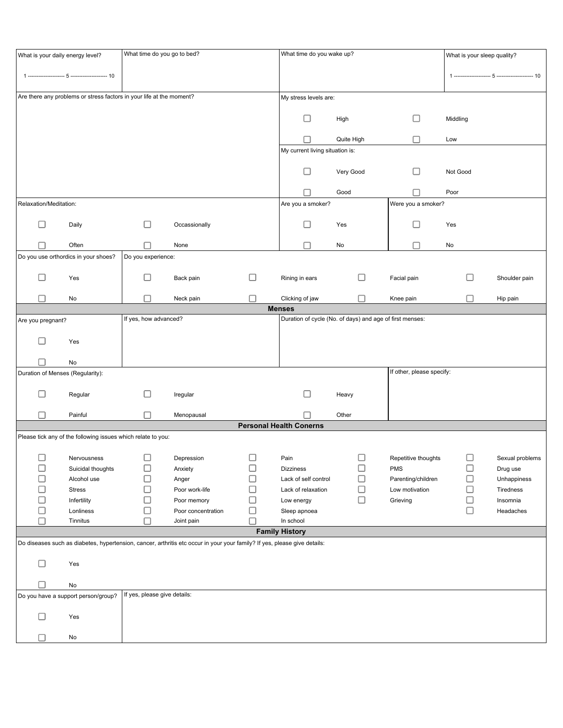| What is your daily energy level? | What time do you go to bed? | What time do you wake up? | What is your sleep quality? |
|---|---|---|---|
| 1 -------------------- 5 -------------------- 10 | | | 1 -------------------- 5 -------------------- 10 |

**Are there any problems or stress factors in your life at the moment?**

**My stress levels are:**

- ☐ High
- ☐ Middling
- ☐ Quite High
- ☐ Low

**My current living situation is:**

- ☐ Very Good
- ☐ Not Good
- ☐ Good
- ☐ Poor

**Relaxation/Meditation:**

- ☐ Daily
- ☐ Occassionally
- ☐ Often
- ☐ None

**Are you a smoker?**

- ☐ Yes
- ☐ No

**Were you a smoker?**

- ☐ Yes
- ☐ No

**Do you use orthordics in your shoes?**

- ☐ Yes
- ☐ No

**Do you experience:**

- ☐ Back pain
- ☐ Rining in ears
- ☐ Facial pain
- ☐ Shoulder pain
- ☐ Neck pain
- ☐ Clicking of jaw
- ☐ Knee pain
- ☐ Hip pain

## Menses

**Are you pregnant?**

- ☐ Yes
- ☐ No

**If yes, how advanced?**

**Duration of cycle (No. of days) and age of first menses:**

**Duration of Menses (Regularity):**

- ☐ Regular
- ☐ Iregular
- ☐ Heavy
- ☐ Painful
- ☐ Menopausal
- ☐ Other

**If other, please specify:**

## Personal Health Conerns

**Please tick any of the following issues which relate to you:**

| | | | | |
|---|---|---|---|---|
| ☐ Nervousness | ☐ Depression | ☐ Pain | ☐ Repetitive thoughts | ☐ Sexual problems |
| ☐ Suicidal thoughts | ☐ Anxiety | ☐ Dizziness | ☐ PMS | ☐ Drug use |
| ☐ Alcohol use | ☐ Anger | ☐ Lack of self control | ☐ Parenting/children | ☐ Unhappiness |
| ☐ Stress | ☐ Poor work-life | ☐ Lack of relaxation | ☐ Low motivation | ☐ Tiredness |
| ☐ Infertility | ☐ Poor memory | ☐ Low energy | ☐ Grieving | ☐ Insomnia |
| ☐ Lonliness | ☐ Poor concentration | ☐ Sleep apnoea | | ☐ Headaches |
| ☐ Tinnitus | ☐ Joint pain | ☐ In school | | |

## Family History

**Do diseases such as diabetes, hypertension, cancer, arthritis etc occur in your your family? If yes, please give details:**

- ☐ Yes
- ☐ No

**Do you have a support person/group?**

- ☐ Yes
- ☐ No

**If yes, please give details:**